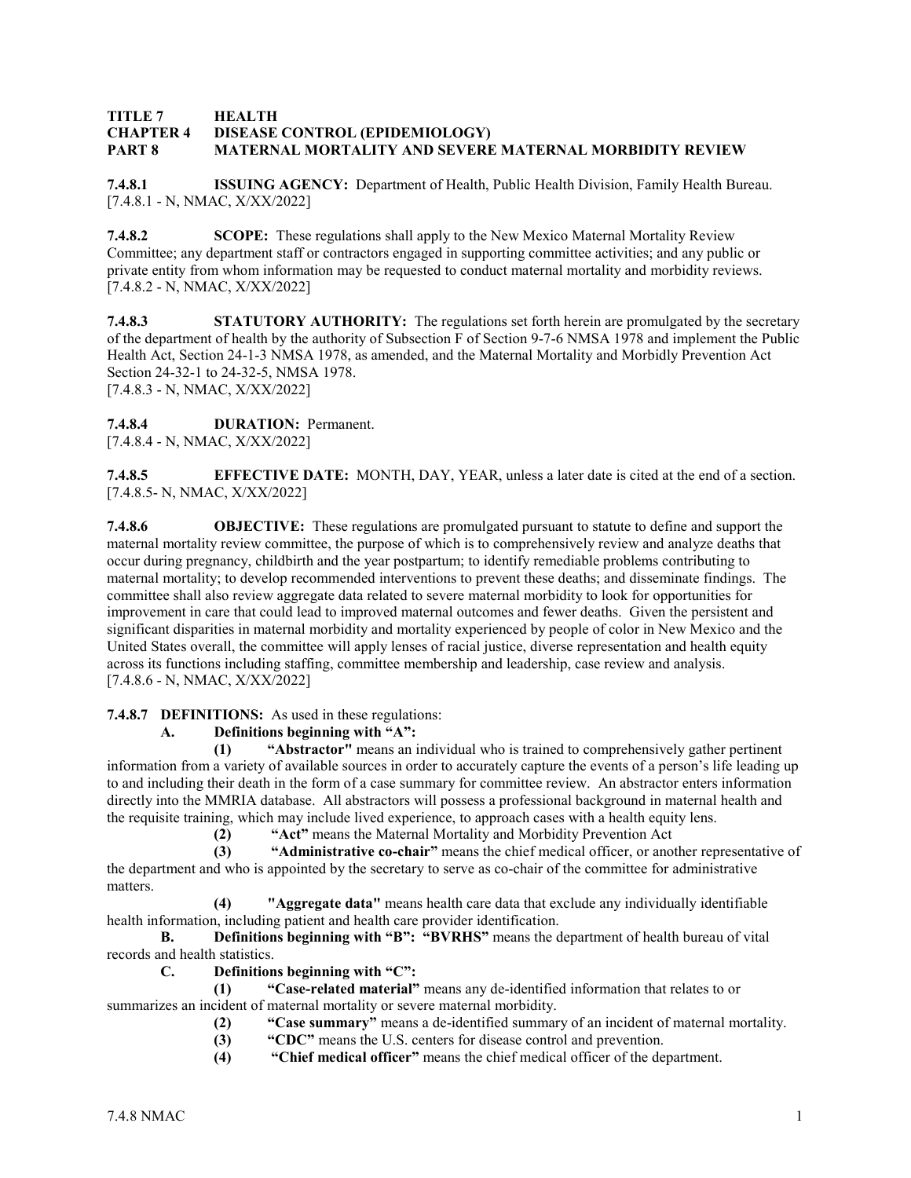**TITLE 7 HEALTH**
**CHAPTER 4 DISEASE CONTROL (EPIDEMIOLOGY)**
**PART 8 MATERNAL MORTALITY AND SEVERE MATERNAL MORBIDITY REVIEW**

**7.4.8.1 ISSUING AGENCY:** Department of Health, Public Health Division, Family Health Bureau.
[7.4.8.1 - N, NMAC, X/XX/2022]

**7.4.8.2 SCOPE:** These regulations shall apply to the New Mexico Maternal Mortality Review Committee; any department staff or contractors engaged in supporting committee activities; and any public or private entity from whom information may be requested to conduct maternal mortality and morbidity reviews.
[7.4.8.2 - N, NMAC, X/XX/2022]

**7.4.8.3 STATUTORY AUTHORITY:** The regulations set forth herein are promulgated by the secretary of the department of health by the authority of Subsection F of Section 9-7-6 NMSA 1978 and implement the Public Health Act, Section 24-1-3 NMSA 1978, as amended, and the Maternal Mortality and Morbidly Prevention Act Section 24-32-1 to 24-32-5, NMSA 1978.
[7.4.8.3 - N, NMAC, X/XX/2022]

**7.4.8.4 DURATION:** Permanent.
[7.4.8.4 - N, NMAC, X/XX/2022]

**7.4.8.5 EFFECTIVE DATE:** MONTH, DAY, YEAR, unless a later date is cited at the end of a section.
[7.4.8.5- N, NMAC, X/XX/2022]

**7.4.8.6 OBJECTIVE:** These regulations are promulgated pursuant to statute to define and support the maternal mortality review committee, the purpose of which is to comprehensively review and analyze deaths that occur during pregnancy, childbirth and the year postpartum; to identify remediable problems contributing to maternal mortality; to develop recommended interventions to prevent these deaths; and disseminate findings. The committee shall also review aggregate data related to severe maternal morbidity to look for opportunities for improvement in care that could lead to improved maternal outcomes and fewer deaths. Given the persistent and significant disparities in maternal morbidity and mortality experienced by people of color in New Mexico and the United States overall, the committee will apply lenses of racial justice, diverse representation and health equity across its functions including staffing, committee membership and leadership, case review and analysis.
[7.4.8.6 - N, NMAC, X/XX/2022]

**7.4.8.7 DEFINITIONS:** As used in these regulations:

**A. Definitions beginning with "A":**

**(1) "Abstractor"** means an individual who is trained to comprehensively gather pertinent information from a variety of available sources in order to accurately capture the events of a person's life leading up to and including their death in the form of a case summary for committee review. An abstractor enters information directly into the MMRIA database. All abstractors will possess a professional background in maternal health and the requisite training, which may include lived experience, to approach cases with a health equity lens.

**(2) "Act"** means the Maternal Mortality and Morbidity Prevention Act

**(3) "Administrative co-chair"** means the chief medical officer, or another representative of the department and who is appointed by the secretary to serve as co-chair of the committee for administrative matters.

**(4) "Aggregate data"** means health care data that exclude any individually identifiable health information, including patient and health care provider identification.

**B. Definitions beginning with "B": "BVRHS"** means the department of health bureau of vital records and health statistics.

**C. Definitions beginning with "C":**

**(1) "Case-related material"** means any de-identified information that relates to or summarizes an incident of maternal mortality or severe maternal morbidity.

**(2) "Case summary"** means a de-identified summary of an incident of maternal mortality.

**(3) "CDC"** means the U.S. centers for disease control and prevention.

**(4) "Chief medical officer"** means the chief medical officer of the department.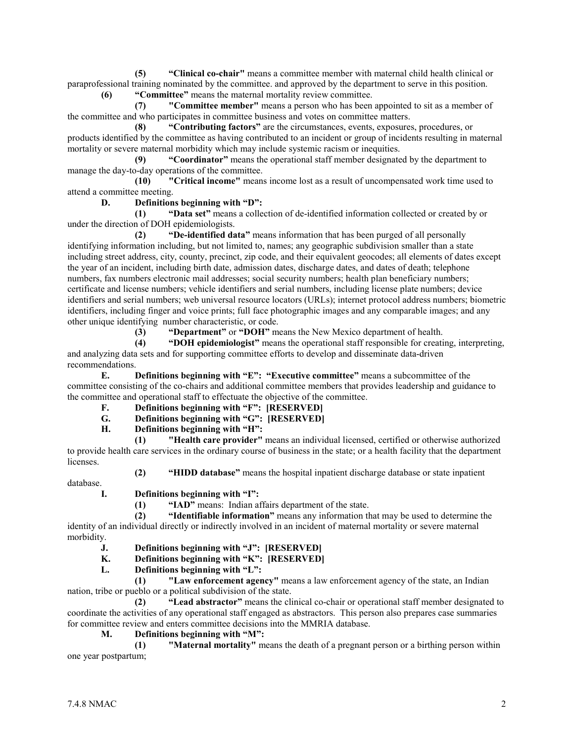**(5) "Clinical co-chair"** means a committee member with maternal child health clinical or paraprofessional training nominated by the committee. and approved by the department to serve in this position.

**(6) "Committee"** means the maternal mortality review committee.

**(7) "Committee member"** means a person who has been appointed to sit as a member of the committee and who participates in committee business and votes on committee matters.

**(8) "Contributing factors"** are the circumstances, events, exposures, procedures, or products identified by the committee as having contributed to an incident or group of incidents resulting in maternal mortality or severe maternal morbidity which may include systemic racism or inequities.

**(9) "Coordinator"** means the operational staff member designated by the department to manage the day-to-day operations of the committee.

**(10) "Critical income"** means income lost as a result of uncompensated work time used to attend a committee meeting.

**D. Definitions beginning with "D":**

**(1) "Data set"** means a collection of de-identified information collected or created by or under the direction of DOH epidemiologists.

**(2) "De-identified data"** means information that has been purged of all personally identifying information including, but not limited to, names; any geographic subdivision smaller than a state including street address, city, county, precinct, zip code, and their equivalent geocodes; all elements of dates except the year of an incident, including birth date, admission dates, discharge dates, and dates of death; telephone numbers, fax numbers electronic mail addresses; social security numbers; health plan beneficiary numbers; certificate and license numbers; vehicle identifiers and serial numbers, including license plate numbers; device identifiers and serial numbers; web universal resource locators (URLs); internet protocol address numbers; biometric identifiers, including finger and voice prints; full face photographic images and any comparable images; and any other unique identifying number characteristic, or code.

**(3) "Department"** or **"DOH"** means the New Mexico department of health.

**(4) "DOH epidemiologist"** means the operational staff responsible for creating, interpreting, and analyzing data sets and for supporting committee efforts to develop and disseminate data-driven recommendations.

**E. Definitions beginning with "E": "Executive committee"** means a subcommittee of the committee consisting of the co-chairs and additional committee members that provides leadership and guidance to the committee and operational staff to effectuate the objective of the committee.

**F. Definitions beginning with "F": [RESERVED]**

**G. Definitions beginning with "G": [RESERVED]**

**H. Definitions beginning with "H":**

**(1) "Health care provider"** means an individual licensed, certified or otherwise authorized to provide health care services in the ordinary course of business in the state; or a health facility that the department licenses.

**(2) "HIDD database"** means the hospital inpatient discharge database or state inpatient database.

**I. Definitions beginning with "I":**

**(1) "IAD"** means: Indian affairs department of the state.

**(2) "Identifiable information"** means any information that may be used to determine the identity of an individual directly or indirectly involved in an incident of maternal mortality or severe maternal morbidity.

**J. Definitions beginning with "J": [RESERVED]**

**K. Definitions beginning with "K": [RESERVED]**

**L. Definitions beginning with "L":**

**(1) "Law enforcement agency"** means a law enforcement agency of the state, an Indian nation, tribe or pueblo or a political subdivision of the state.

**(2) "Lead abstractor"** means the clinical co-chair or operational staff member designated to coordinate the activities of any operational staff engaged as abstractors. This person also prepares case summaries for committee review and enters committee decisions into the MMRIA database.

**M. Definitions beginning with "M":**

**(1) "Maternal mortality"** means the death of a pregnant person or a birthing person within one year postpartum;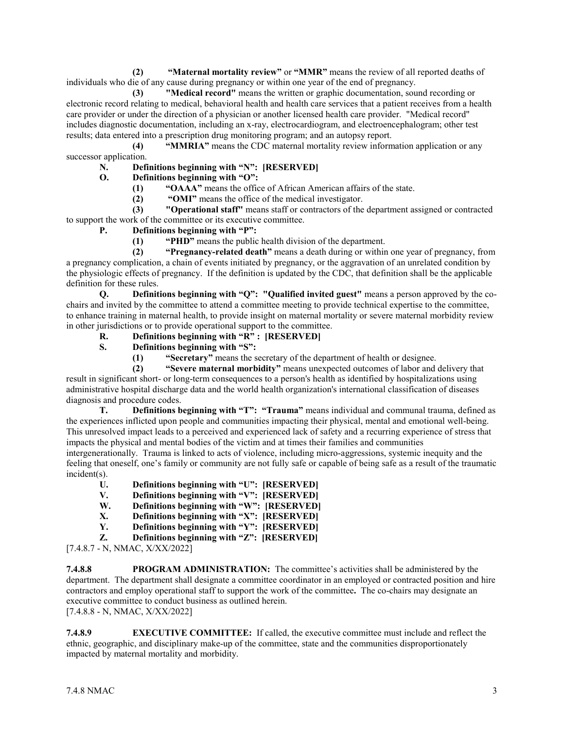**(2)** **"Maternal mortality review"** or **"MMR"** means the review of all reported deaths of individuals who die of any cause during pregnancy or within one year of the end of pregnancy.

**(3)** **"Medical record"** means the written or graphic documentation, sound recording or electronic record relating to medical, behavioral health and health care services that a patient receives from a health care provider or under the direction of a physician or another licensed health care provider. "Medical record" includes diagnostic documentation, including an x-ray, electrocardiogram, and electroencephalogram; other test results; data entered into a prescription drug monitoring program; and an autopsy report.

**(4)** **"MMRIA"** means the CDC maternal mortality review information application or any successor application.

**N. Definitions beginning with "N": [RESERVED]**

**O. Definitions beginning with "O":**

**(1)** **"OAAA"** means the office of African American affairs of the state.

**(2)** **"OMI"** means the office of the medical investigator.

**(3)** **"Operational staff"** means staff or contractors of the department assigned or contracted to support the work of the committee or its executive committee.

**P. Definitions beginning with "P":**

**(1)** **"PHD"** means the public health division of the department.

**(2)** **"Pregnancy-related death"** means a death during or within one year of pregnancy, from a pregnancy complication, a chain of events initiated by pregnancy, or the aggravation of an unrelated condition by the physiologic effects of pregnancy. If the definition is updated by the CDC, that definition shall be the applicable definition for these rules.

**Q. Definitions beginning with "Q": "Qualified invited guest"** means a person approved by the co-chairs and invited by the committee to attend a committee meeting to provide technical expertise to the committee, to enhance training in maternal health, to provide insight on maternal mortality or severe maternal morbidity review in other jurisdictions or to provide operational support to the committee.

**R. Definitions beginning with "R" : [RESERVED]**

**S. Definitions beginning with "S":**

**(1)** **"Secretary"** means the secretary of the department of health or designee.

**(2)** **"Severe maternal morbidity"** means unexpected outcomes of labor and delivery that result in significant short- or long-term consequences to a person's health as identified by hospitalizations using administrative hospital discharge data and the world health organization's international classification of diseases diagnosis and procedure codes.

**T. Definitions beginning with "T": "Trauma"** means individual and communal trauma, defined as the experiences inflicted upon people and communities impacting their physical, mental and emotional well-being. This unresolved impact leads to a perceived and experienced lack of safety and a recurring experience of stress that impacts the physical and mental bodies of the victim and at times their families and communities intergenerationally. Trauma is linked to acts of violence, including micro-aggressions, systemic inequity and the feeling that oneself, one's family or community are not fully safe or capable of being safe as a result of the traumatic incident(s).

**U. Definitions beginning with "U": [RESERVED]**

**V. Definitions beginning with "V": [RESERVED]**

**W. Definitions beginning with "W": [RESERVED]**

**X. Definitions beginning with "X": [RESERVED]**

**Y. Definitions beginning with "Y": [RESERVED]**

**Z. Definitions beginning with "Z": [RESERVED]**

[7.4.8.7 - N, NMAC, X/XX/2022]

**7.4.8.8 PROGRAM ADMINISTRATION:** The committee's activities shall be administered by the department. The department shall designate a committee coordinator in an employed or contracted position and hire contractors and employ operational staff to support the work of the committee**.** The co-chairs may designate an executive committee to conduct business as outlined herein.

[7.4.8.8 - N, NMAC, X/XX/2022]

**7.4.8.9 EXECUTIVE COMMITTEE:** If called, the executive committee must include and reflect the ethnic, geographic, and disciplinary make-up of the committee, state and the communities disproportionately impacted by maternal mortality and morbidity.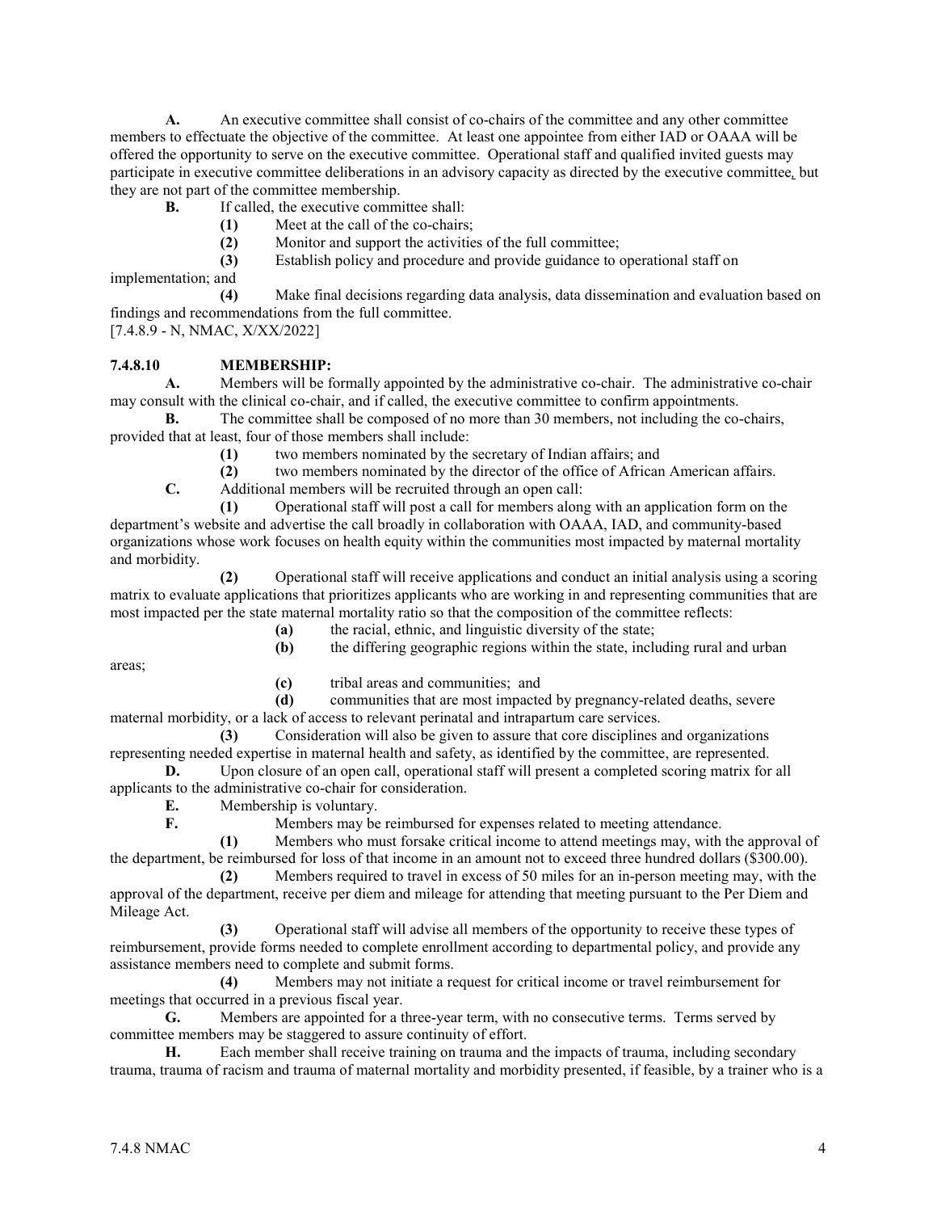**A.** An executive committee shall consist of co-chairs of the committee and any other committee members to effectuate the objective of the committee. At least one appointee from either IAD or OAAA will be offered the opportunity to serve on the executive committee. Operational staff and qualified invited guests may participate in executive committee deliberations in an advisory capacity as directed by the executive committee, but they are not part of the committee membership.

**B.** If called, the executive committee shall:

**(1)** Meet at the call of the co-chairs;

**(2)** Monitor and support the activities of the full committee;

**(3)** Establish policy and procedure and provide guidance to operational staff on implementation; and

**(4)** Make final decisions regarding data analysis, data dissemination and evaluation based on findings and recommendations from the full committee.

[7.4.8.9 - N, NMAC, X/XX/2022]

**7.4.8.10 MEMBERSHIP:**

**A.** Members will be formally appointed by the administrative co-chair. The administrative co-chair may consult with the clinical co-chair, and if called, the executive committee to confirm appointments.

**B.** The committee shall be composed of no more than 30 members, not including the co-chairs, provided that at least, four of those members shall include:

**(1)** two members nominated by the secretary of Indian affairs; and

**(2)** two members nominated by the director of the office of African American affairs.

**C.** Additional members will be recruited through an open call:

**(1)** Operational staff will post a call for members along with an application form on the department's website and advertise the call broadly in collaboration with OAAA, IAD, and community-based organizations whose work focuses on health equity within the communities most impacted by maternal mortality and morbidity.

**(2)** Operational staff will receive applications and conduct an initial analysis using a scoring matrix to evaluate applications that prioritizes applicants who are working in and representing communities that are most impacted per the state maternal mortality ratio so that the composition of the committee reflects:

**(a)** the racial, ethnic, and linguistic diversity of the state;

**(b)** the differing geographic regions within the state, including rural and urban areas;

**(c)** tribal areas and communities; and

**(d)** communities that are most impacted by pregnancy-related deaths, severe maternal morbidity, or a lack of access to relevant perinatal and intrapartum care services.

**(3)** Consideration will also be given to assure that core disciplines and organizations representing needed expertise in maternal health and safety, as identified by the committee, are represented.

**D.** Upon closure of an open call, operational staff will present a completed scoring matrix for all applicants to the administrative co-chair for consideration.

**E.** Membership is voluntary.

**F.** Members may be reimbursed for expenses related to meeting attendance.

**(1)** Members who must forsake critical income to attend meetings may, with the approval of the department, be reimbursed for loss of that income in an amount not to exceed three hundred dollars ($300.00).

**(2)** Members required to travel in excess of 50 miles for an in-person meeting may, with the approval of the department, receive per diem and mileage for attending that meeting pursuant to the Per Diem and Mileage Act.

**(3)** Operational staff will advise all members of the opportunity to receive these types of reimbursement, provide forms needed to complete enrollment according to departmental policy, and provide any assistance members need to complete and submit forms.

**(4)** Members may not initiate a request for critical income or travel reimbursement for meetings that occurred in a previous fiscal year.

**G.** Members are appointed for a three-year term, with no consecutive terms. Terms served by committee members may be staggered to assure continuity of effort.

**H.** Each member shall receive training on trauma and the impacts of trauma, including secondary trauma, trauma of racism and trauma of maternal mortality and morbidity presented, if feasible, by a trainer who is a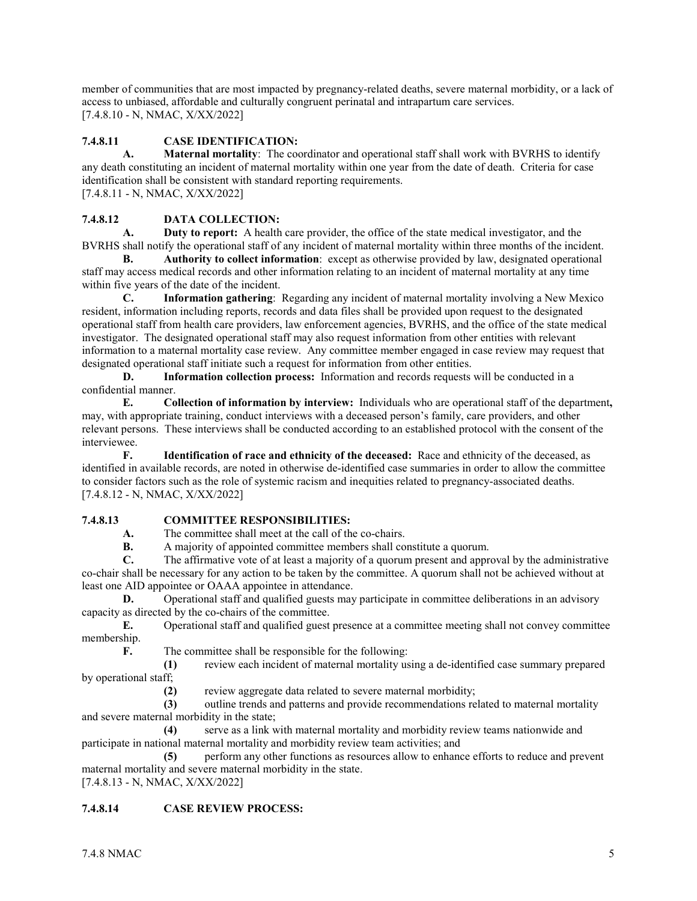member of communities that are most impacted by pregnancy-related deaths, severe maternal morbidity, or a lack of access to unbiased, affordable and culturally congruent perinatal and intrapartum care services.
[7.4.8.10 - N, NMAC, X/XX/2022]

**7.4.8.11 CASE IDENTIFICATION:**

**A. Maternal mortality**: The coordinator and operational staff shall work with BVRHS to identify any death constituting an incident of maternal mortality within one year from the date of death. Criteria for case identification shall be consistent with standard reporting requirements.
[7.4.8.11 - N, NMAC, X/XX/2022]

**7.4.8.12 DATA COLLECTION:**

**A. Duty to report:** A health care provider, the office of the state medical investigator, and the BVRHS shall notify the operational staff of any incident of maternal mortality within three months of the incident.

**B. Authority to collect information**: except as otherwise provided by law, designated operational staff may access medical records and other information relating to an incident of maternal mortality at any time within five years of the date of the incident.

**C. Information gathering**: Regarding any incident of maternal mortality involving a New Mexico resident, information including reports, records and data files shall be provided upon request to the designated operational staff from health care providers, law enforcement agencies, BVRHS, and the office of the state medical investigator. The designated operational staff may also request information from other entities with relevant information to a maternal mortality case review. Any committee member engaged in case review may request that designated operational staff initiate such a request for information from other entities.

**D. Information collection process:** Information and records requests will be conducted in a confidential manner.

**E. Collection of information by interview:** Individuals who are operational staff of the department**,** may, with appropriate training, conduct interviews with a deceased person's family, care providers, and other relevant persons. These interviews shall be conducted according to an established protocol with the consent of the interviewee.

**F. Identification of race and ethnicity of the deceased:** Race and ethnicity of the deceased, as identified in available records, are noted in otherwise de-identified case summaries in order to allow the committee to consider factors such as the role of systemic racism and inequities related to pregnancy-associated deaths.
[7.4.8.12 - N, NMAC, X/XX/2022]

**7.4.8.13 COMMITTEE RESPONSIBILITIES:**

**A.** The committee shall meet at the call of the co-chairs.

**B.** A majority of appointed committee members shall constitute a quorum.

**C.** The affirmative vote of at least a majority of a quorum present and approval by the administrative co-chair shall be necessary for any action to be taken by the committee. A quorum shall not be achieved without at least one AID appointee or OAAA appointee in attendance.

**D.** Operational staff and qualified guests may participate in committee deliberations in an advisory capacity as directed by the co-chairs of the committee.

**E.** Operational staff and qualified guest presence at a committee meeting shall not convey committee membership.

**F.** The committee shall be responsible for the following:

**(1)** review each incident of maternal mortality using a de-identified case summary prepared by operational staff;

**(2)** review aggregate data related to severe maternal morbidity;

**(3)** outline trends and patterns and provide recommendations related to maternal mortality and severe maternal morbidity in the state;

**(4)** serve as a link with maternal mortality and morbidity review teams nationwide and participate in national maternal mortality and morbidity review team activities; and

**(5)** perform any other functions as resources allow to enhance efforts to reduce and prevent maternal mortality and severe maternal morbidity in the state.
[7.4.8.13 - N, NMAC, X/XX/2022]

**7.4.8.14 CASE REVIEW PROCESS:**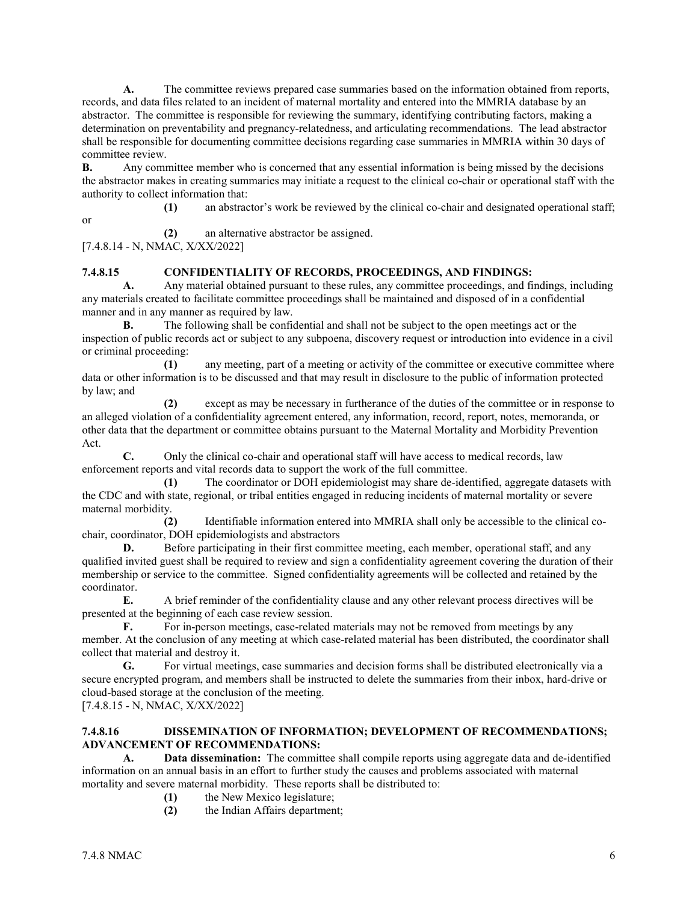**A.** The committee reviews prepared case summaries based on the information obtained from reports, records, and data files related to an incident of maternal mortality and entered into the MMRIA database by an abstractor. The committee is responsible for reviewing the summary, identifying contributing factors, making a determination on preventability and pregnancy-relatedness, and articulating recommendations. The lead abstractor shall be responsible for documenting committee decisions regarding case summaries in MMRIA within 30 days of committee review.

**B.** Any committee member who is concerned that any essential information is being missed by the decisions the abstractor makes in creating summaries may initiate a request to the clinical co-chair or operational staff with the authority to collect information that:

**(1)** an abstractor's work be reviewed by the clinical co-chair and designated operational staff; or

**(2)** an alternative abstractor be assigned.

[7.4.8.14 - N, NMAC, X/XX/2022]

**7.4.8.15 CONFIDENTIALITY OF RECORDS, PROCEEDINGS, AND FINDINGS:**

**A.** Any material obtained pursuant to these rules, any committee proceedings, and findings, including any materials created to facilitate committee proceedings shall be maintained and disposed of in a confidential manner and in any manner as required by law.

**B.** The following shall be confidential and shall not be subject to the open meetings act or the inspection of public records act or subject to any subpoena, discovery request or introduction into evidence in a civil or criminal proceeding:

**(1)** any meeting, part of a meeting or activity of the committee or executive committee where data or other information is to be discussed and that may result in disclosure to the public of information protected by law; and

**(2)** except as may be necessary in furtherance of the duties of the committee or in response to an alleged violation of a confidentiality agreement entered, any information, record, report, notes, memoranda, or other data that the department or committee obtains pursuant to the Maternal Mortality and Morbidity Prevention Act.

**C.** Only the clinical co-chair and operational staff will have access to medical records, law enforcement reports and vital records data to support the work of the full committee.

**(1)** The coordinator or DOH epidemiologist may share de-identified, aggregate datasets with the CDC and with state, regional, or tribal entities engaged in reducing incidents of maternal mortality or severe maternal morbidity.

**(2)** Identifiable information entered into MMRIA shall only be accessible to the clinical co-chair, coordinator, DOH epidemiologists and abstractors

**D.** Before participating in their first committee meeting, each member, operational staff, and any qualified invited guest shall be required to review and sign a confidentiality agreement covering the duration of their membership or service to the committee. Signed confidentiality agreements will be collected and retained by the coordinator.

**E.** A brief reminder of the confidentiality clause and any other relevant process directives will be presented at the beginning of each case review session.

**F.** For in-person meetings, case-related materials may not be removed from meetings by any member. At the conclusion of any meeting at which case-related material has been distributed, the coordinator shall collect that material and destroy it.

**G.** For virtual meetings, case summaries and decision forms shall be distributed electronically via a secure encrypted program, and members shall be instructed to delete the summaries from their inbox, hard-drive or cloud-based storage at the conclusion of the meeting.

[7.4.8.15 - N, NMAC, X/XX/2022]

**7.4.8.16 DISSEMINATION OF INFORMATION; DEVELOPMENT OF RECOMMENDATIONS; ADVANCEMENT OF RECOMMENDATIONS:**

**A. Data dissemination:** The committee shall compile reports using aggregate data and de-identified information on an annual basis in an effort to further study the causes and problems associated with maternal mortality and severe maternal morbidity. These reports shall be distributed to:

**(1)** the New Mexico legislature;

**(2)** the Indian Affairs department;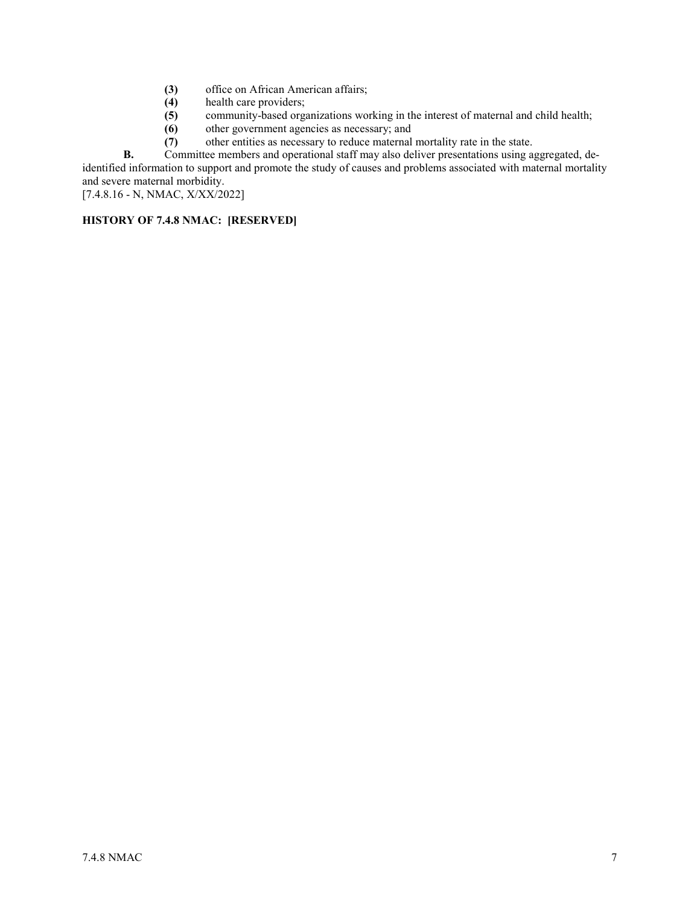**(3)** office on African American affairs;
**(4)** health care providers;
**(5)** community-based organizations working in the interest of maternal and child health;
**(6)** other government agencies as necessary; and
**(7)** other entities as necessary to reduce maternal mortality rate in the state.

**B.** Committee members and operational staff may also deliver presentations using aggregated, de-identified information to support and promote the study of causes and problems associated with maternal mortality and severe maternal morbidity.

[7.4.8.16 - N, NMAC, X/XX/2022]

**HISTORY OF 7.4.8 NMAC: [RESERVED]**